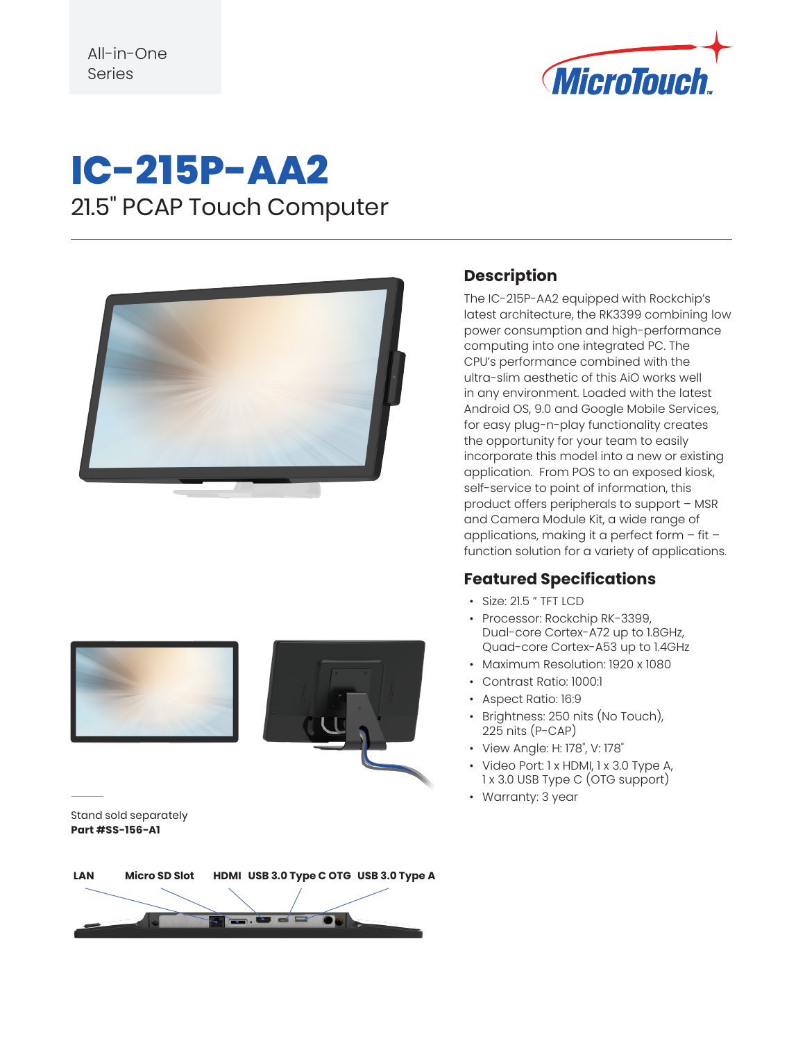All-in-One Series

# IC-215P-AA2

## 21.5" PCAP Touch Computer

Stand sold separately
**Part #SS-156-A1**

**LAN** **Micro SD Slot** **HDMI** **USB 3.0 Type C OTG** **USB 3.0 Type A**

## Description

The IC-215P-AA2 equipped with Rockchip's latest architecture, the RK3399 combining low power consumption and high-performance computing into one integrated PC. The CPU's performance combined with the ultra-slim aesthetic of this AiO works well in any environment. Loaded with the latest Android OS, 9.0 and Google Mobile Services, for easy plug-n-play functionality creates the opportunity for your team to easily incorporate this model into a new or existing application. From POS to an exposed kiosk, self-service to point of information, this product offers peripherals to support – MSR and Camera Module Kit, a wide range of applications, making it a perfect form – fit – function solution for a variety of applications.

## Featured Specifications

- Size: 21.5 " TFT LCD
- Processor: Rockchip RK-3399, Dual-core Cortex-A72 up to 1.8GHz, Quad-core Cortex-A53 up to 1.4GHz
- Maximum Resolution: 1920 x 1080
- Contrast Ratio: 1000:1
- Aspect Ratio: 16:9
- Brightness: 250 nits (No Touch), 225 nits (P-CAP)
- View Angle: H: 178˚, V: 178˚
- Video Port: 1 x HDMI, 1 x 3.0 Type A, 1 x 3.0 USB Type C (OTG support)
- Warranty: 3 year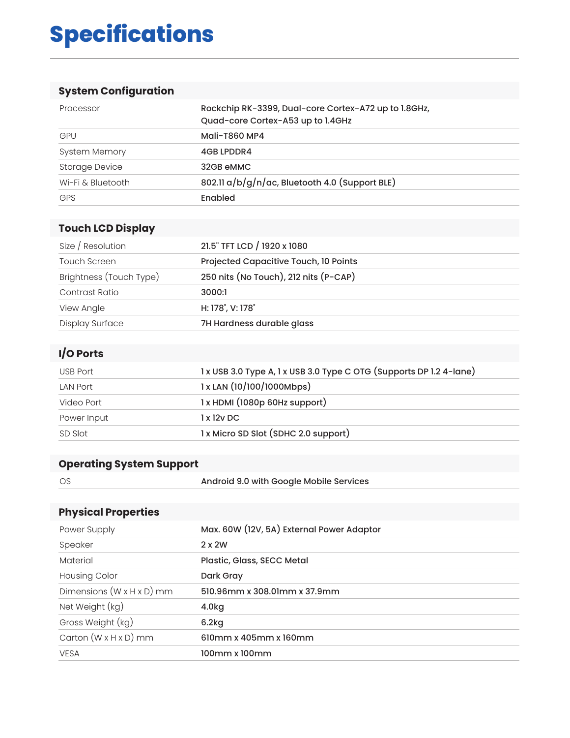# Specifications

## System Configuration

| | |
|---|---|
| Processor | Rockchip RK-3399, Dual-core Cortex-A72 up to 1.8GHz, Quad-core Cortex-A53 up to 1.4GHz |
| GPU | Mali-T860 MP4 |
| System Memory | 4GB LPDDR4 |
| Storage Device | 32GB eMMC |
| Wi-Fi & Bluetooth | 802.11 a/b/g/n/ac, Bluetooth 4.0 (Support BLE) |
| GPS | Enabled |

## Touch LCD Display

| | |
|---|---|
| Size / Resolution | 21.5" TFT LCD / 1920 x 1080 |
| Touch Screen | Projected Capacitive Touch, 10 Points |
| Brightness (Touch Type) | 250 nits (No Touch), 212 nits (P-CAP) |
| Contrast Ratio | 3000:1 |
| View Angle | H: 178˚, V: 178˚ |
| Display Surface | 7H Hardness durable glass |

## I/O Ports

| | |
|---|---|
| USB Port | 1 x USB 3.0 Type A, 1 x USB 3.0 Type C OTG (Supports DP 1.2 4-lane) |
| LAN Port | 1 x LAN (10/100/1000Mbps) |
| Video Port | 1 x HDMI (1080p 60Hz support) |
| Power Input | 1 x 12v DC |
| SD Slot | 1 x Micro SD Slot (SDHC 2.0 support) |

## Operating System Support

| | |
|---|---|
| OS | Android 9.0 with Google Mobile Services |

## Physical Properties

| | |
|---|---|
| Power Supply | Max. 60W (12V, 5A) External Power Adaptor |
| Speaker | 2 x 2W |
| Material | Plastic, Glass, SECC Metal |
| Housing Color | Dark Gray |
| Dimensions (W x H x D) mm | 510.96mm x 308.01mm x 37.9mm |
| Net Weight (kg) | 4.0kg |
| Gross Weight (kg) | 6.2kg |
| Carton (W x H x D) mm | 610mm x 405mm x 160mm |
| VESA | 100mm x 100mm |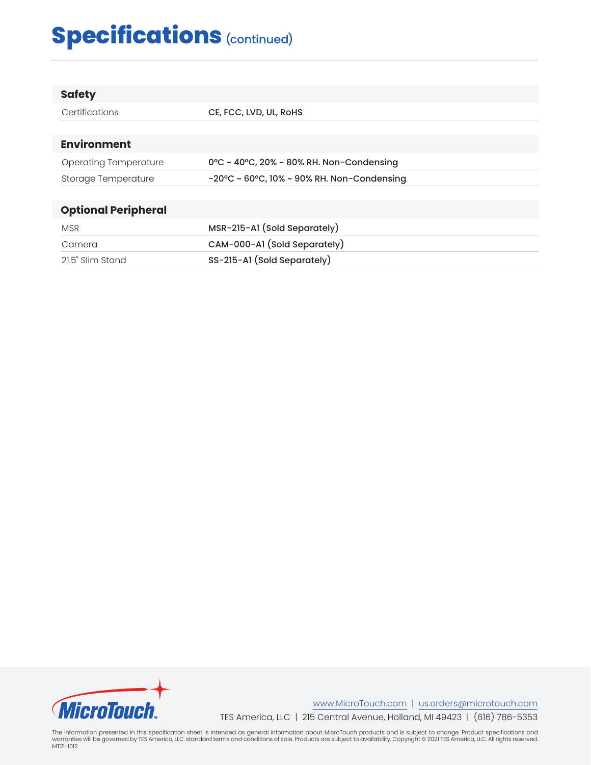# Specifications (continued)

| | |
|---|---|
| **Safety** | |
| Certifications | CE, FCC, LVD, UL, RoHS |

| | |
|---|---|
| **Environment** | |
| Operating Temperature | 0°C ~ 40°C, 20% ~ 80% RH. Non-Condensing |
| Storage Temperature | -20°C ~ 60°C, 10% ~ 90% RH. Non-Condensing |

| | |
|---|---|
| **Optional Peripheral** | |
| MSR | MSR-215-A1 (Sold Separately) |
| Camera | CAM-000-A1 (Sold Separately) |
| 21.5" Slim Stand | SS-215-A1 (Sold Separately) |

MicroTouch

www.MicroTouch.com | us.orders@microtouch.com

TES America, LLC | 215 Central Avenue, Holland, MI 49423 | (616) 786-5353

The information presented in this specification sheet is intended as general information about MicroTouch products and is subject to change. Product specifications and warranties will be governed by TES America, LLC. standard terms and conditions of sale. Products are subject to availability. Copyright © 2021 TES America, LLC. All rights reserved.
MT21-1012